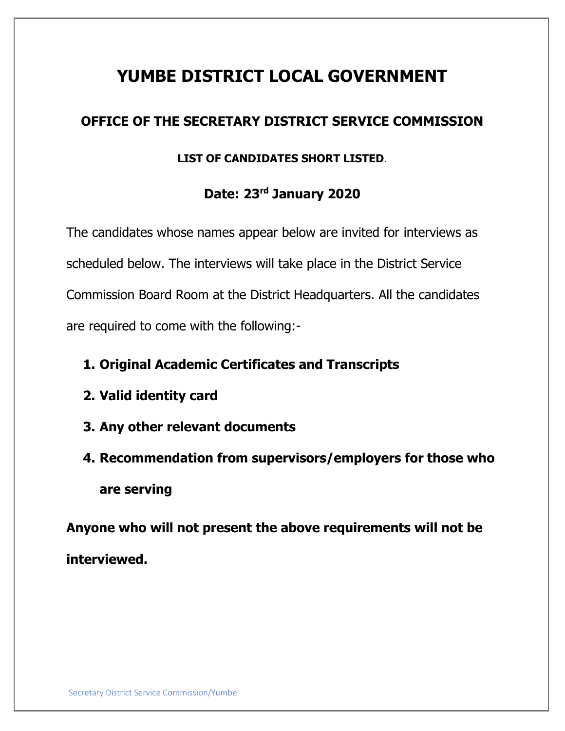# YUMBE DISTRICT LOCAL GOVERNMENT

## OFFICE OF THE SECRETARY DISTRICT SERVICE COMMISSION

### LIST OF CANDIDATES SHORT LISTED.

### Date: 23rd January 2020

The candidates whose names appear below are invited for interviews as scheduled below. The interviews will take place in the District Service Commission Board Room at the District Headquarters. All the candidates are required to come with the following:-

1. **Original Academic Certificates and Transcripts**
2. **Valid identity card**
3. **Any other relevant documents**
4. **Recommendation from supervisors/employers for those who are serving**

**Anyone who will not present the above requirements will not be interviewed.**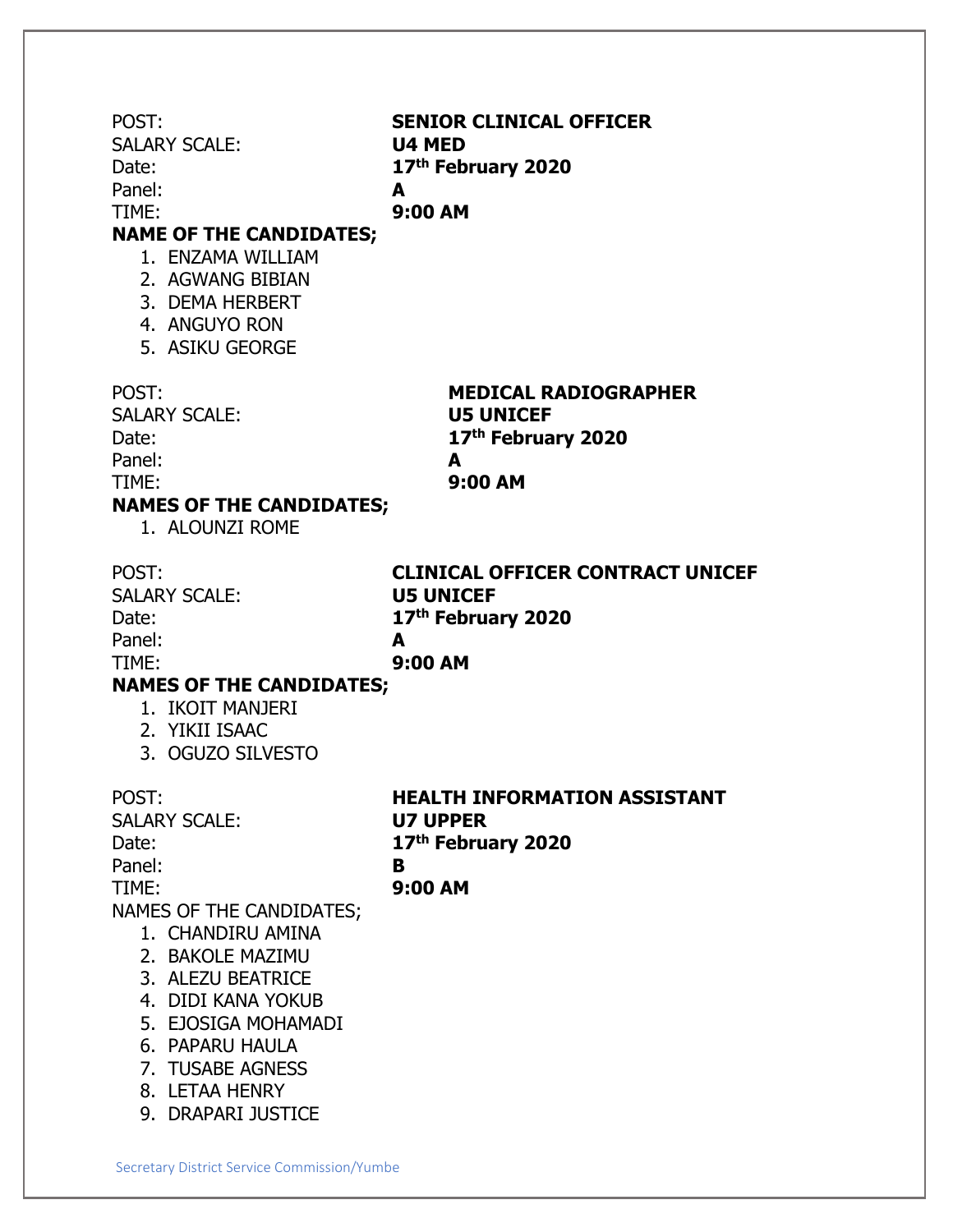POST: **SENIOR CLINICAL OFFICER**
SALARY SCALE: **U4 MED**
Date: **17th February 2020**
Panel: **A**
TIME: **9:00 AM**

**NAME OF THE CANDIDATES;**

1. ENZAMA WILLIAM
2. AGWANG BIBIAN
3. DEMA HERBERT
4. ANGUYO RON
5. ASIKU GEORGE

POST: **MEDICAL RADIOGRAPHER**
SALARY SCALE: **U5 UNICEF**
Date: **17th February 2020**
Panel: **A**
TIME: **9:00 AM**

**NAMES OF THE CANDIDATES;**

1. ALOUNZI ROME

POST: **CLINICAL OFFICER CONTRACT UNICEF**
SALARY SCALE: **U5 UNICEF**
Date: **17th February 2020**
Panel: **A**
TIME: **9:00 AM**

**NAMES OF THE CANDIDATES;**

1. IKOIT MANJERI
2. YIKII ISAAC
3. OGUZO SILVESTO

POST: **HEALTH INFORMATION ASSISTANT**
SALARY SCALE: **U7 UPPER**
Date: **17th February 2020**
Panel: **B**
TIME: **9:00 AM**

NAMES OF THE CANDIDATES;

1. CHANDIRU AMINA
2. BAKOLE MAZIMU
3. ALEZU BEATRICE
4. DIDI KANA YOKUB
5. EJOSIGA MOHAMADI
6. PAPARU HAULA
7. TUSABE AGNESS
8. LETAA HENRY
9. DRAPARI JUSTICE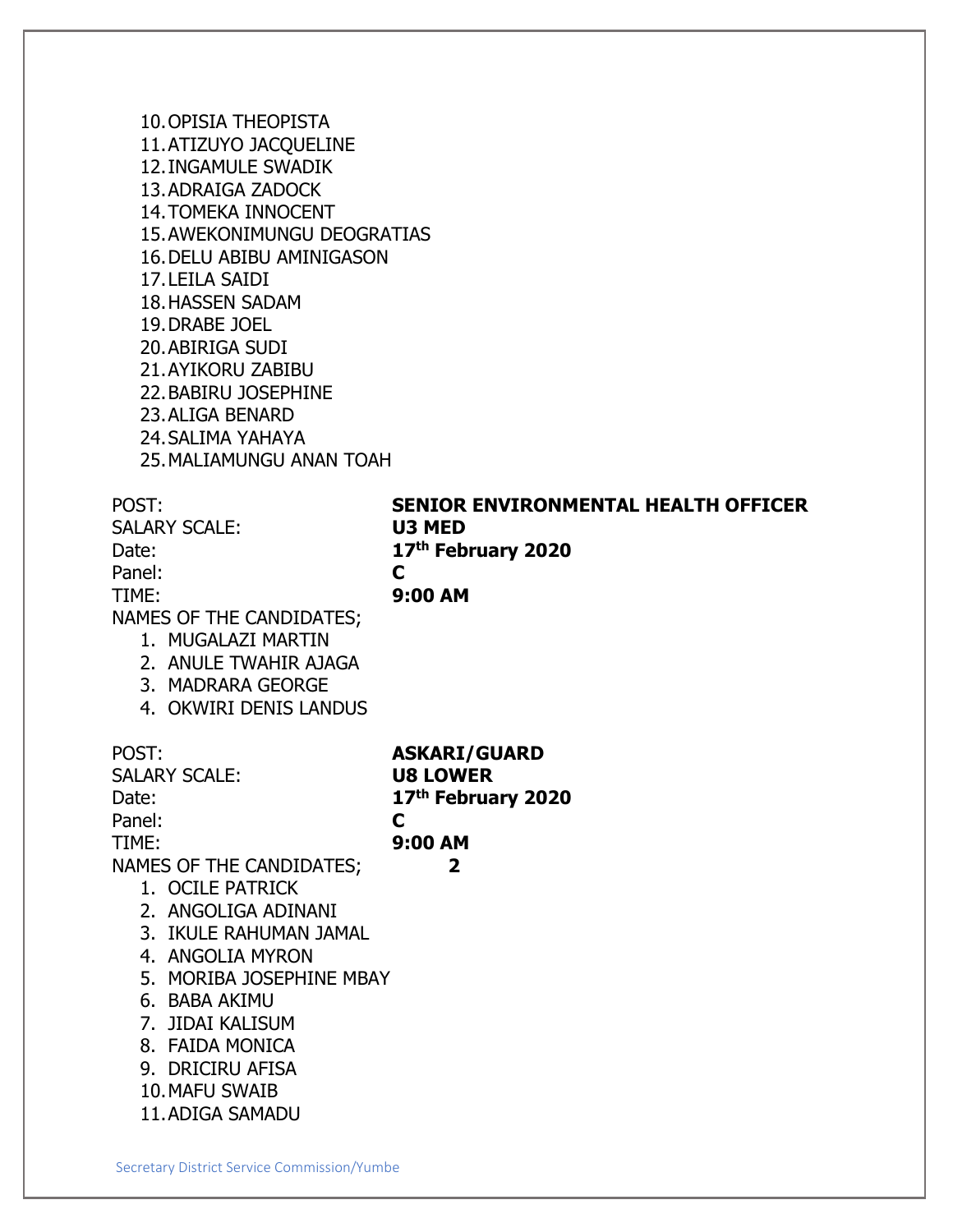10. OPISIA THEOPISTA
11. ATIZUYO JACQUELINE
12. INGAMULE SWADIK
13. ADRAIGA ZADOCK
14. TOMEKA INNOCENT
15. AWEKONIMUNGU DEOGRATIAS
16. DELU ABIBU AMINIGASON
17. LEILA SAIDI
18. HASSEN SADAM
19. DRABE JOEL
20. ABIRIGA SUDI
21. AYIKORU ZABIBU
22. BABIRU JOSEPHINE
23. ALIGA BENARD
24. SALIMA YAHAYA
25. MALIAMUNGU ANAN TOAH

POST: **SENIOR ENVIRONMENTAL HEALTH OFFICER**
SALARY SCALE: **U3 MED**
Date: **17th February 2020**
Panel: **C**
TIME: **9:00 AM**
NAMES OF THE CANDIDATES;

1. MUGALAZI MARTIN
2. ANULE TWAHIR AJAGA
3. MADRARA GEORGE
4. OKWIRI DENIS LANDUS

POST: **ASKARI/GUARD**
SALARY SCALE: **U8 LOWER**
Date: **17th February 2020**
Panel: **C**
TIME: **9:00 AM**
NAMES OF THE CANDIDATES;

1. OCILE PATRICK
2. ANGOLIGA ADINANI
3. IKULE RAHUMAN JAMAL
4. ANGOLIA MYRON
5. MORIBA JOSEPHINE MBAY
6. BABA AKIMU
7. JIDAI KALISUM
8. FAIDA MONICA
9. DRICIRU AFISA
10. MAFU SWAIB
11. ADIGA SAMADU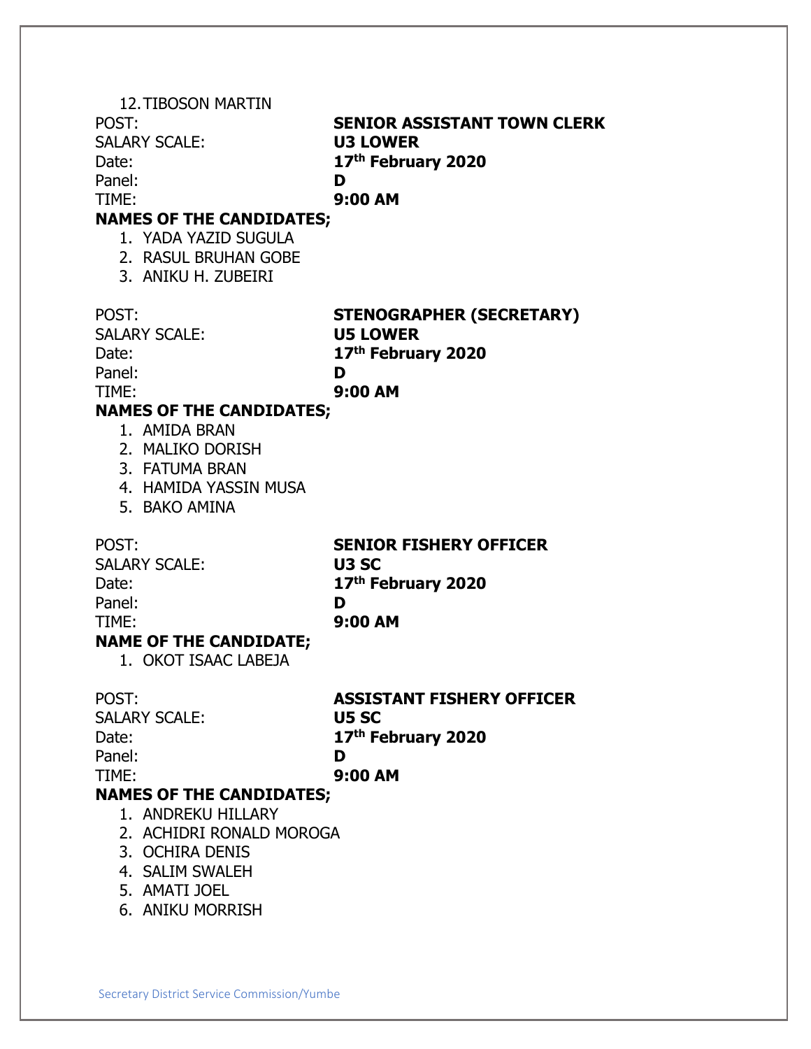12. TIBOSON MARTIN

POST: **SENIOR ASSISTANT TOWN CLERK**
SALARY SCALE: **U3 LOWER**
Date: **17th February 2020**
Panel: **D**
TIME: **9:00 AM**

**NAMES OF THE CANDIDATES;**

1. YADA YAZID SUGULA
2. RASUL BRUHAN GOBE
3. ANIKU H. ZUBEIRI

POST: **STENOGRAPHER (SECRETARY)**
SALARY SCALE: **U5 LOWER**
Date: **17th February 2020**
Panel: **D**
TIME: **9:00 AM**

**NAMES OF THE CANDIDATES;**

1. AMIDA BRAN
2. MALIKO DORISH
3. FATUMA BRAN
4. HAMIDA YASSIN MUSA
5. BAKO AMINA

POST: **SENIOR FISHERY OFFICER**
SALARY SCALE: **U3 SC**
Date: **17th February 2020**
Panel: **D**
TIME: **9:00 AM**

**NAME OF THE CANDIDATE;**

1. OKOT ISAAC LABEJA

POST: **ASSISTANT FISHERY OFFICER**
SALARY SCALE: **U5 SC**
Date: **17th February 2020**
Panel: **D**
TIME: **9:00 AM**

**NAMES OF THE CANDIDATES;**

1. ANDREKU HILLARY
2. ACHIDRI RONALD MOROGA
3. OCHIRA DENIS
4. SALIM SWALEH
5. AMATI JOEL
6. ANIKU MORRISH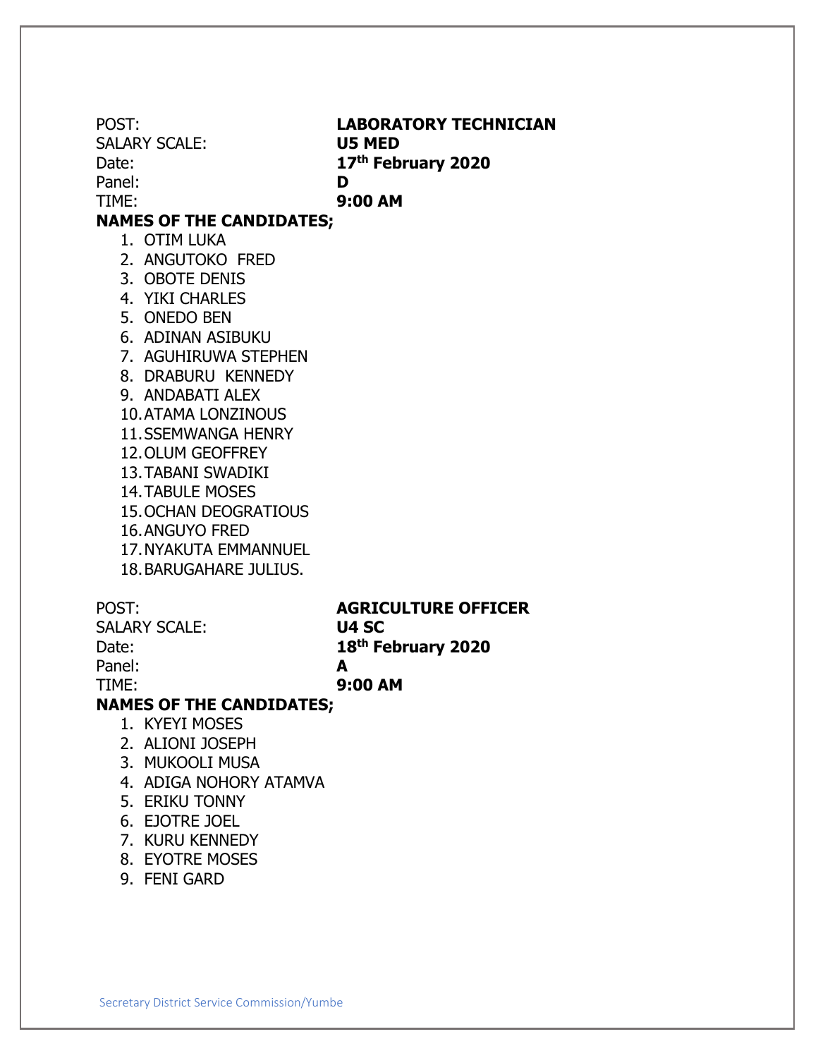POST: **LABORATORY TECHNICIAN**
SALARY SCALE: **U5 MED**
Date: **17th February 2020**
Panel: **D**
TIME: **9:00 AM**

**NAMES OF THE CANDIDATES;**

1. OTIM LUKA
2. ANGUTOKO FRED
3. OBOTE DENIS
4. YIKI CHARLES
5. ONEDO BEN
6. ADINAN ASIBUKU
7. AGUHIRUWA STEPHEN
8. DRABURU KENNEDY
9. ANDABATI ALEX
10. ATAMA LONZINOUS
11. SSEMWANGA HENRY
12. OLUM GEOFFREY
13. TABANI SWADIKI
14. TABULE MOSES
15. OCHAN DEOGRATIOUS
16. ANGUYO FRED
17. NYAKUTA EMMANNUEL
18. BARUGAHARE JULIUS.

POST: **AGRICULTURE OFFICER**
SALARY SCALE: **U4 SC**
Date: **18th February 2020**
Panel: **A**
TIME: **9:00 AM**

**NAMES OF THE CANDIDATES;**

1. KYEYI MOSES
2. ALIONI JOSEPH
3. MUKOOLI MUSA
4. ADIGA NOHORY ATAMVA
5. ERIKU TONNY
6. EJOTRE JOEL
7. KURU KENNEDY
8. EYOTRE MOSES
9. FENI GARD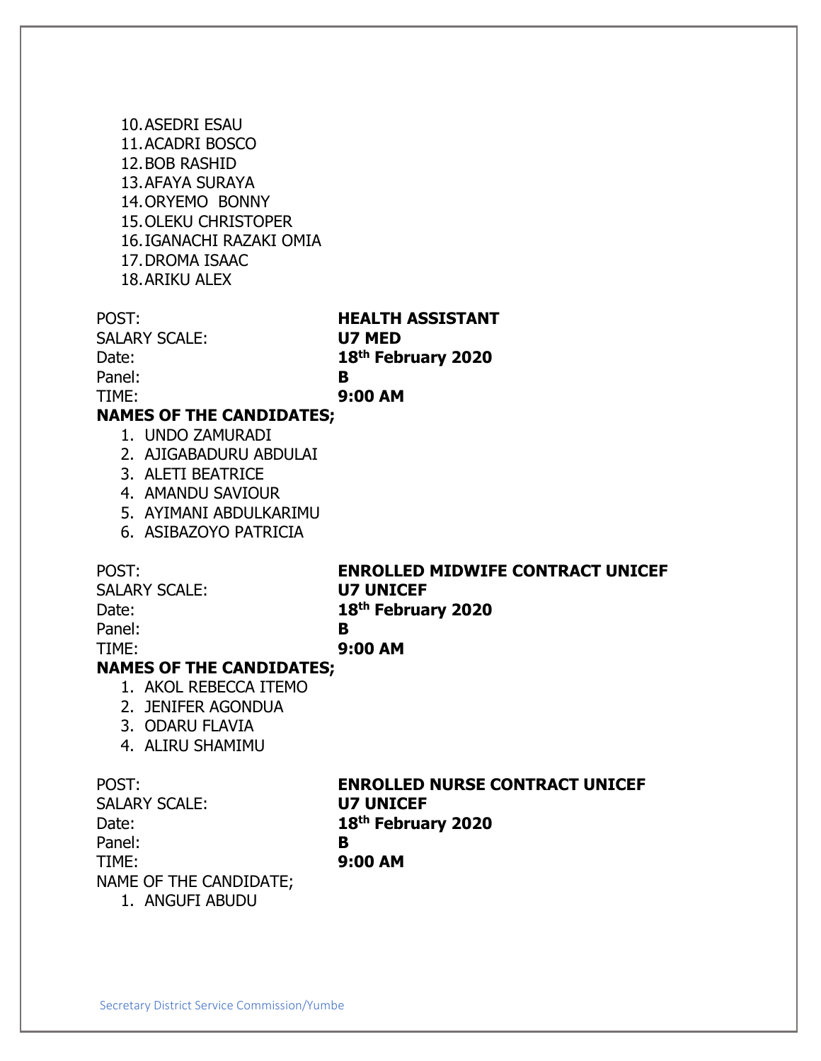10. ASEDRI ESAU
11. ACADRI BOSCO
12. BOB RASHID
13. AFAYA SURAYA
14. ORYEMO BONNY
15. OLEKU CHRISTOPER
16. IGANACHI RAZAKI OMIA
17. DROMA ISAAC
18. ARIKU ALEX

POST: **HEALTH ASSISTANT**
SALARY SCALE: **U7 MED**
Date: **18th February 2020**
Panel: **B**
TIME: **9:00 AM**

**NAMES OF THE CANDIDATES;**

1. UNDO ZAMURADI
2. AJIGABADURU ABDULAI
3. ALETI BEATRICE
4. AMANDU SAVIOUR
5. AYIMANI ABDULKARIMU
6. ASIBAZOYO PATRICIA

POST: **ENROLLED MIDWIFE CONTRACT UNICEF**
SALARY SCALE: **U7 UNICEF**
Date: **18th February 2020**
Panel: **B**
TIME: **9:00 AM**

**NAMES OF THE CANDIDATES;**

1. AKOL REBECCA ITEMO
2. JENIFER AGONDUA
3. ODARU FLAVIA
4. ALIRU SHAMIMU

POST: **ENROLLED NURSE CONTRACT UNICEF**
SALARY SCALE: **U7 UNICEF**
Date: **18th February 2020**
Panel: **B**
TIME: **9:00 AM**

NAME OF THE CANDIDATE;

1. ANGUFI ABUDU